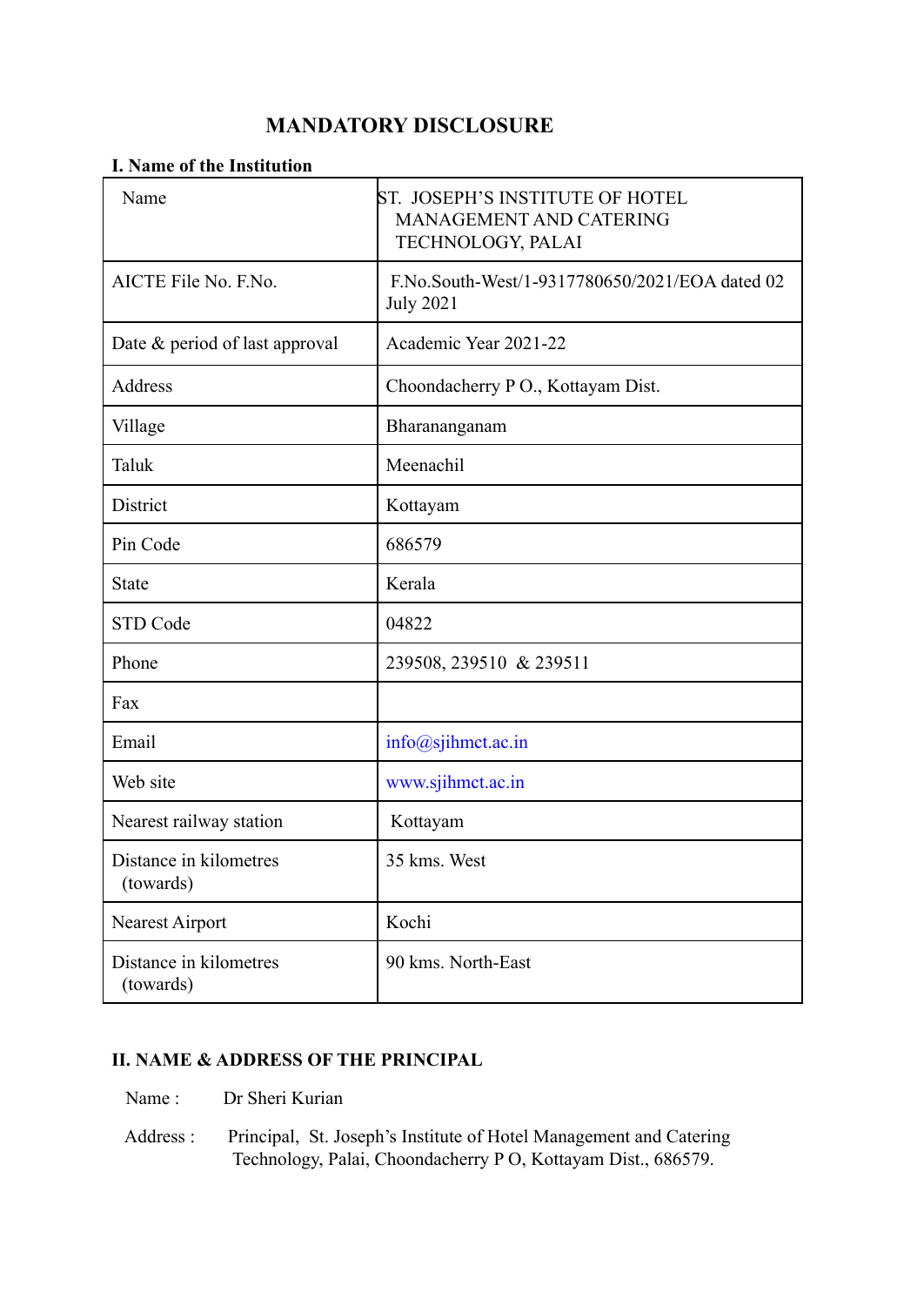# MANDATORY DISCLOSURE

## I. Name of the Institution

| | |
|---|---|
| Name | ST. JOSEPH'S INSTITUTE OF HOTEL MANAGEMENT AND CATERING TECHNOLOGY, PALAI |
| AICTE File No. F.No. | F.No.South-West/1-9317780650/2021/EOA dated 02 July 2021 |
| Date & period of last approval | Academic Year 2021-22 |
| Address | Choondacherry P O., Kottayam Dist. |
| Village | Bharananganam |
| Taluk | Meenachil |
| District | Kottayam |
| Pin Code | 686579 |
| State | Kerala |
| STD Code | 04822 |
| Phone | 239508, 239510 & 239511 |
| Fax | |
| Email | info@sjihmct.ac.in |
| Web site | www.sjihmct.ac.in |
| Nearest railway station | Kottayam |
| Distance in kilometres (towards) | 35 kms. West |
| Nearest Airport | Kochi |
| Distance in kilometres (towards) | 90 kms. North-East |

## II. NAME & ADDRESS OF THE PRINCIPAL

Name : Dr Sheri Kurian

Address : Principal, St. Joseph's Institute of Hotel Management and Catering Technology, Palai, Choondacherry P O, Kottayam Dist., 686579.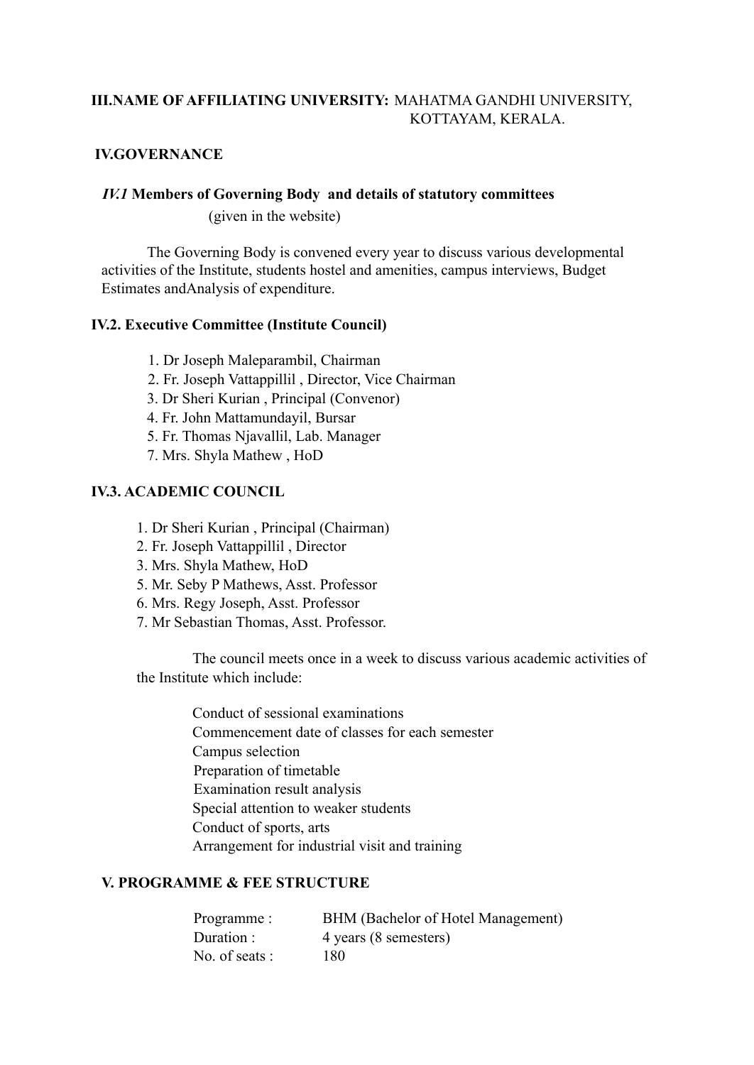**III.NAME OF AFFILIATING UNIVERSITY:** MAHATMA GANDHI UNIVERSITY, KOTTAYAM, KERALA.

## IV.GOVERNANCE

### *IV.1* Members of Governing Body and details of statutory committees

(given in the website)

The Governing Body is convened every year to discuss various developmental activities of the Institute, students hostel and amenities, campus interviews, Budget Estimates andAnalysis of expenditure.

### IV.2. Executive Committee (Institute Council)

1. Dr Joseph Maleparambil, Chairman
2. Fr. Joseph Vattappillil , Director, Vice Chairman
3. Dr Sheri Kurian , Principal (Convenor)
4. Fr. John Mattamundayil, Bursar
5. Fr. Thomas Njavallil, Lab. Manager
7. Mrs. Shyla Mathew , HoD

### IV.3. ACADEMIC COUNCIL

1. Dr Sheri Kurian , Principal (Chairman)
2. Fr. Joseph Vattappillil , Director
3. Mrs. Shyla Mathew, HoD
5. Mr. Seby P Mathews, Asst. Professor
6. Mrs. Regy Joseph, Asst. Professor
7. Mr Sebastian Thomas, Asst. Professor.

The council meets once in a week to discuss various academic activities of the Institute which include:

Conduct of sessional examinations
Commencement date of classes for each semester
Campus selection
Preparation of timetable
Examination result analysis
Special attention to weaker students
Conduct of sports, arts
Arrangement for industrial visit and training

## V. PROGRAMME & FEE STRUCTURE

| | |
|---|---|
| Programme : | BHM (Bachelor of Hotel Management) |
| Duration : | 4 years (8 semesters) |
| No. of seats : | 180 |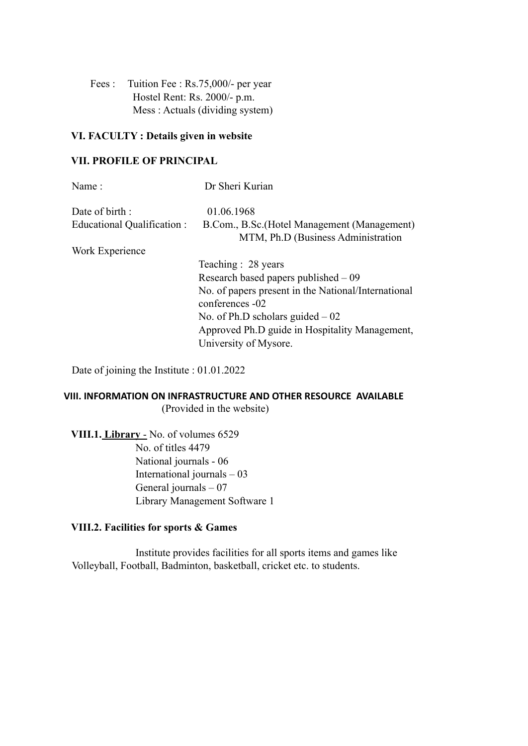Fees : Tuition Fee : Rs.75,000/- per year
Hostel Rent: Rs. 2000/- p.m.
Mess : Actuals (dividing system)

**VI. FACULTY : Details given in website**

**VII. PROFILE OF PRINCIPAL**

Name : Dr Sheri Kurian

Date of birth : 01.06.1968

Educational Qualification : B.Com., B.Sc.(Hotel Management (Management) MTM, Ph.D (Business Administration

Work Experience

Teaching : 28 years
Research based papers published – 09
No. of papers present in the National/International conferences -02
No. of Ph.D scholars guided – 02
Approved Ph.D guide in Hospitality Management, University of Mysore.

Date of joining the Institute : 01.01.2022

**VIII. INFORMATION ON INFRASTRUCTURE AND OTHER RESOURCE AVAILABLE**
(Provided in the website)

**VIII.1. Library** - No. of volumes 6529
No. of titles 4479
National journals - 06
International journals – 03
General journals – 07
Library Management Software 1

**VIII.2. Facilities for sports & Games**

Institute provides facilities for all sports items and games like Volleyball, Football, Badminton, basketball, cricket etc. to students.